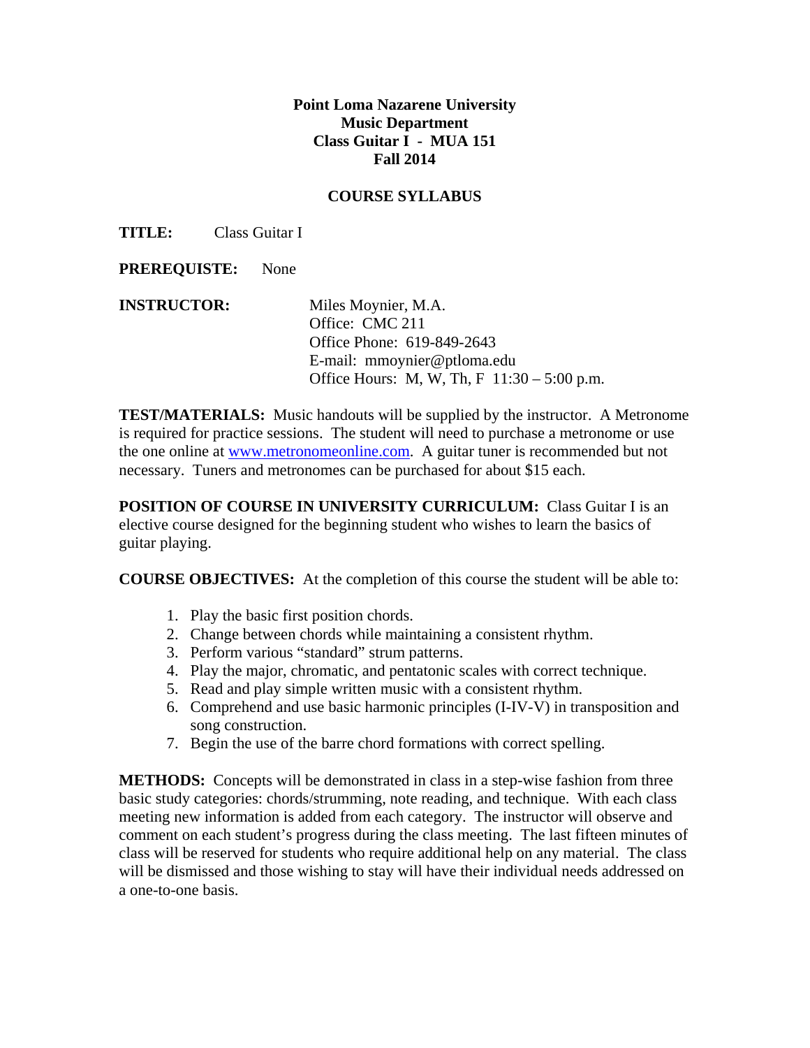**Point Loma Nazarene University**
**Music Department**
**Class Guitar I - MUA 151**
**Fall 2014**

**COURSE SYLLABUS**

**TITLE:** Class Guitar I

**PREREQUISTE:** None

**INSTRUCTOR:** Miles Moynier, M.A.
Office: CMC 211
Office Phone: 619-849-2643
E-mail: mmoynier@ptloma.edu
Office Hours: M, W, Th, F 11:30 – 5:00 p.m.

**TEST/MATERIALS:** Music handouts will be supplied by the instructor. A Metronome is required for practice sessions. The student will need to purchase a metronome or use the one online at [www.metronomeonline.com](http://www.metronomeonline.com). A guitar tuner is recommended but not necessary. Tuners and metronomes can be purchased for about $15 each.

**POSITION OF COURSE IN UNIVERSITY CURRICULUM:** Class Guitar I is an elective course designed for the beginning student who wishes to learn the basics of guitar playing.

**COURSE OBJECTIVES:** At the completion of this course the student will be able to:

1. Play the basic first position chords.
2. Change between chords while maintaining a consistent rhythm.
3. Perform various "standard" strum patterns.
4. Play the major, chromatic, and pentatonic scales with correct technique.
5. Read and play simple written music with a consistent rhythm.
6. Comprehend and use basic harmonic principles (I-IV-V) in transposition and song construction.
7. Begin the use of the barre chord formations with correct spelling.

**METHODS:** Concepts will be demonstrated in class in a step-wise fashion from three basic study categories: chords/strumming, note reading, and technique. With each class meeting new information is added from each category. The instructor will observe and comment on each student's progress during the class meeting. The last fifteen minutes of class will be reserved for students who require additional help on any material. The class will be dismissed and those wishing to stay will have their individual needs addressed on a one-to-one basis.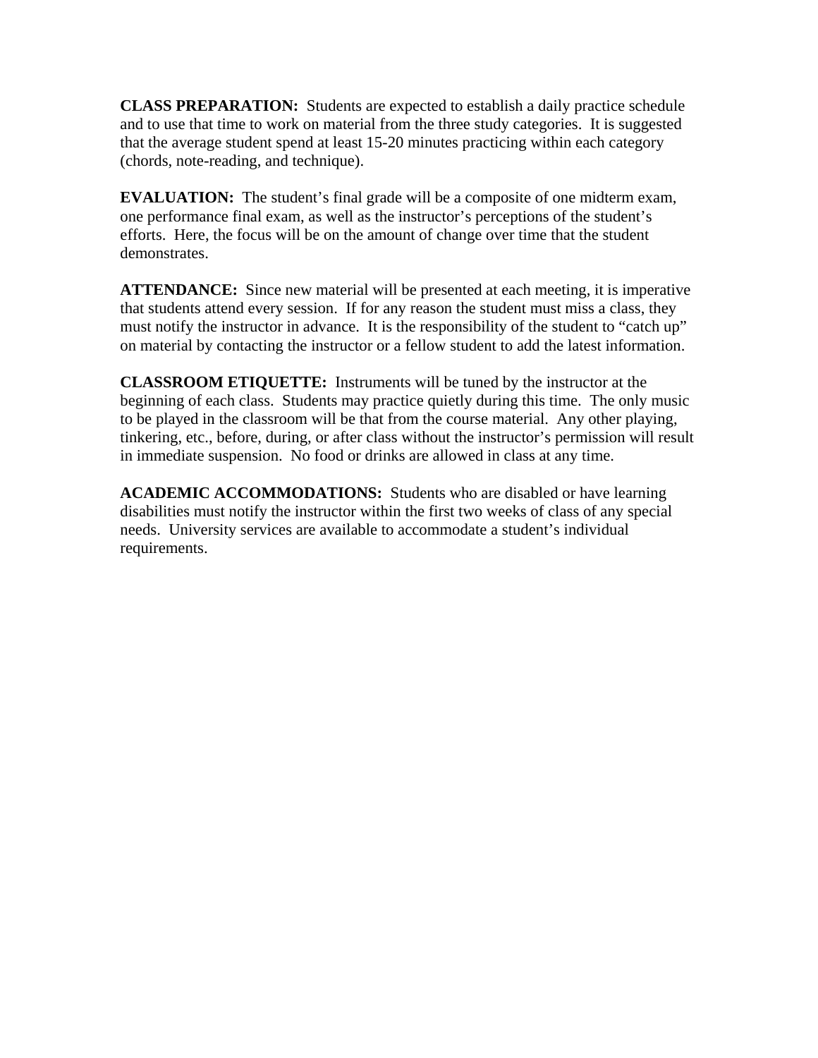**CLASS PREPARATION:** Students are expected to establish a daily practice schedule and to use that time to work on material from the three study categories. It is suggested that the average student spend at least 15-20 minutes practicing within each category (chords, note-reading, and technique).

**EVALUATION:** The student's final grade will be a composite of one midterm exam, one performance final exam, as well as the instructor's perceptions of the student's efforts. Here, the focus will be on the amount of change over time that the student demonstrates.

**ATTENDANCE:** Since new material will be presented at each meeting, it is imperative that students attend every session. If for any reason the student must miss a class, they must notify the instructor in advance. It is the responsibility of the student to "catch up" on material by contacting the instructor or a fellow student to add the latest information.

**CLASSROOM ETIQUETTE:** Instruments will be tuned by the instructor at the beginning of each class. Students may practice quietly during this time. The only music to be played in the classroom will be that from the course material. Any other playing, tinkering, etc., before, during, or after class without the instructor's permission will result in immediate suspension. No food or drinks are allowed in class at any time.

**ACADEMIC ACCOMMODATIONS:** Students who are disabled or have learning disabilities must notify the instructor within the first two weeks of class of any special needs. University services are available to accommodate a student's individual requirements.